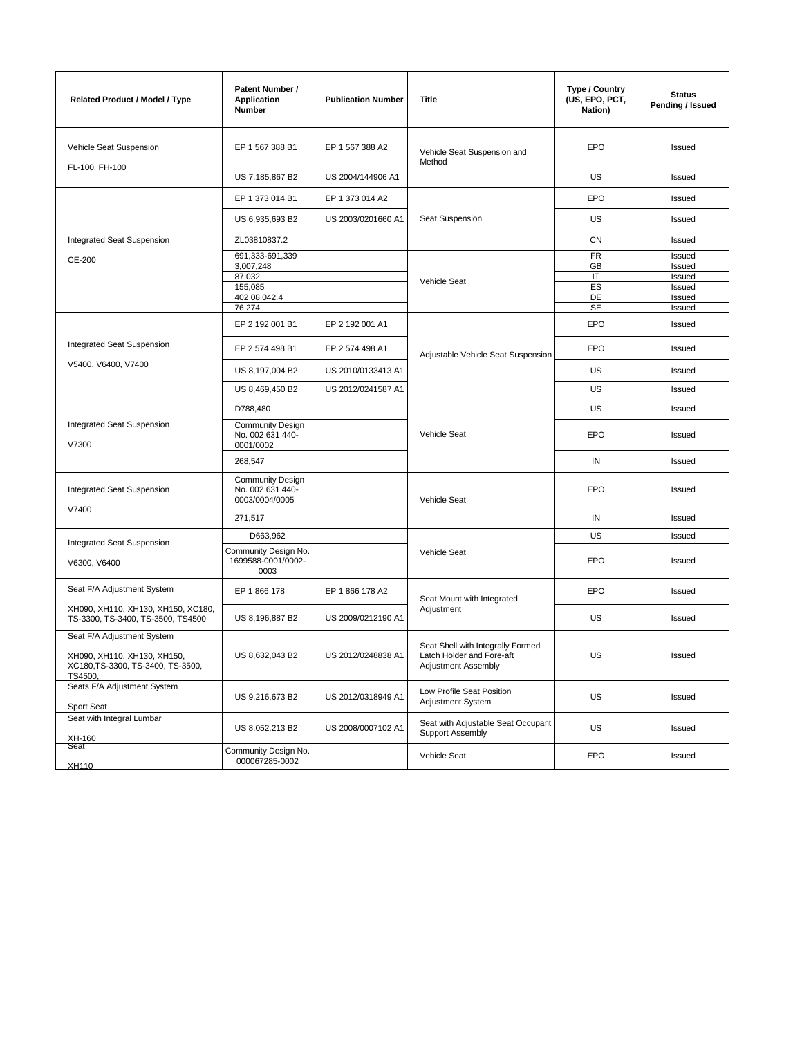| Related Product / Model / Type | Patent Number / Application Number | Publication Number | Title | Type / Country (US, EPO, PCT, Nation) | Status Pending / Issued |
|---|---|---|---|---|---|
| Vehicle Seat Suspension FL-100, FH-100 | EP 1 567 388 B1 | EP 1 567 388 A2 | Vehicle Seat Suspension and Method | EPO | Issued |
| | US 7,185,867 B2 | US 2004/144906 A1 | | US | Issued |
| Integrated Seat Suspension CE-200 | EP 1 373 014 B1 | EP 1 373 014 A2 | Seat Suspension | EPO | Issued |
| | US 6,935,693 B2 | US 2003/0201660 A1 | | US | Issued |
| | ZL03810837.2 | | | CN | Issued |
| | 691,333-691,339 | | Vehicle Seat | FR | Issued |
| | 3,007,248 | | | GB | Issued |
| | 87,032 | | | IT | Issued |
| | 155,085 | | | ES | Issued |
| | 402 08 042.4 | | | DE | Issued |
| | 76,274 | | | SE | Issued |
| Integrated Seat Suspension V5400, V6400, V7400 | EP 2 192 001 B1 | EP 2 192 001 A1 | Adjustable Vehicle Seat Suspension | EPO | Issued |
| | EP 2 574 498 B1 | EP 2 574 498 A1 | | EPO | Issued |
| | US 8,197,004 B2 | US 2010/0133413 A1 | | US | Issued |
| | US 8,469,450 B2 | US 2012/0241587 A1 | | US | Issued |
| Integrated Seat Suspension V7300 | D788,480 | | Vehicle Seat | US | Issued |
| | Community Design No. 002 631 440-0001/0002 | | | EPO | Issued |
| | 268,547 | | | IN | Issued |
| Integrated Seat Suspension V7400 | Community Design No. 002 631 440-0003/0004/0005 | | Vehicle Seat | EPO | Issued |
| | 271,517 | | | IN | Issued |
| Integrated Seat Suspension V6300, V6400 | D663,962 | | Vehicle Seat | US | Issued |
| | Community Design No. 1699588-0001/0002-0003 | | | EPO | Issued |
| Seat F/A Adjustment System XH090, XH110, XH130, XH150, XC180, TS-3300, TS-3400, TS-3500, TS4500 | EP 1 866 178 | EP 1 866 178 A2 | Seat Mount with Integrated Adjustment | EPO | Issued |
| | US 8,196,887 B2 | US 2009/0212190 A1 | | US | Issued |
| Seat F/A Adjustment System XH090, XH110, XH130, XH150, XC180,TS-3300, TS-3400, TS-3500, TS4500, | US 8,632,043 B2 | US 2012/0248838 A1 | Seat Shell with Integrally Formed Latch Holder and Fore-aft Adjustment Assembly | US | Issued |
| Seats F/A Adjustment System Sport Seat | US 9,216,673 B2 | US 2012/0318949 A1 | Low Profile Seat Position Adjustment System | US | Issued |
| Seat with Integral Lumbar XH-160 | US 8,052,213 B2 | US 2008/0007102 A1 | Seat with Adjustable Seat Occupant Support Assembly | US | Issued |
| Seat XH110 | Community Design No. 000067285-0002 | | Vehicle Seat | EPO | Issued |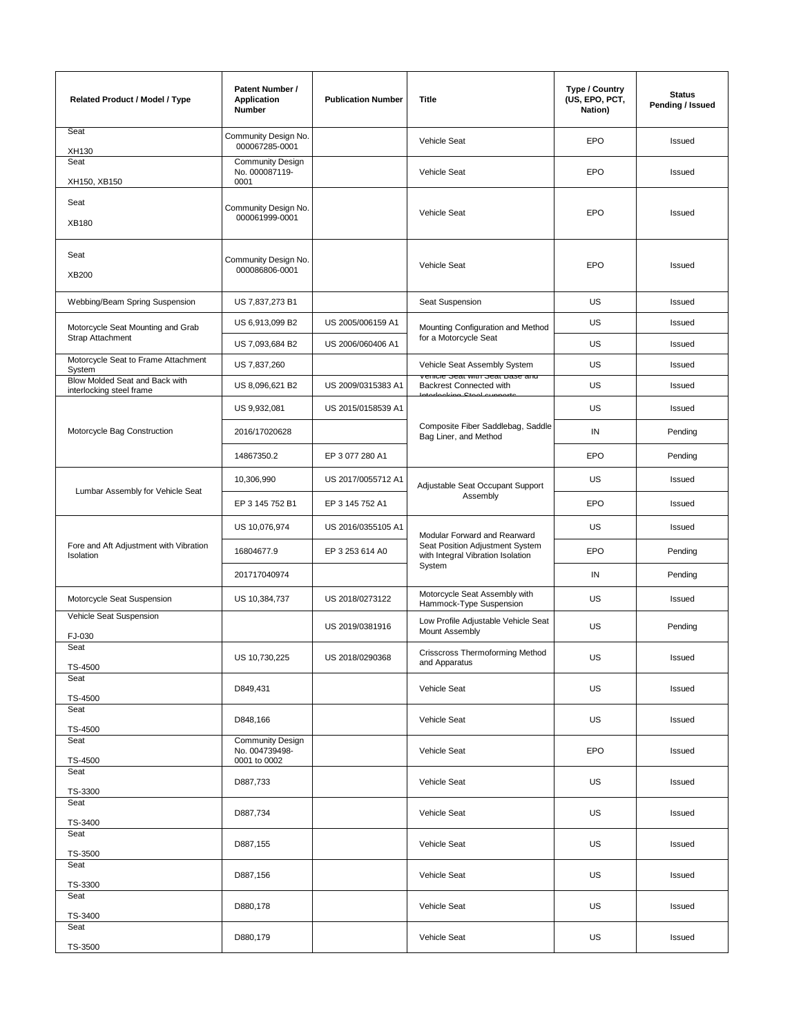| Related Product / Model / Type | Patent Number / Application Number | Publication Number | Title | Type / Country (US, EPO, PCT, Nation) | Status Pending / Issued |
|---|---|---|---|---|---|
| Seat XH130 | Community Design No. 000067285-0001 | | Vehicle Seat | EPO | Issued |
| Seat XH150, XB150 | Community Design No. 000087119-0001 | | Vehicle Seat | EPO | Issued |
| Seat XB180 | Community Design No. 000061999-0001 | | Vehicle Seat | EPO | Issued |
| Seat XB200 | Community Design No. 000086806-0001 | | Vehicle Seat | EPO | Issued |
| Webbing/Beam Spring Suspension | US 7,837,273 B1 | | Seat Suspension | US | Issued |
| Motorcycle Seat Mounting and Grab Strap Attachment | US 6,913,099 B2 | US 2005/006159 A1 | Mounting Configuration and Method for a Motorcycle Seat | US | Issued |
| | US 7,093,684 B2 | US 2006/060406 A1 | | US | Issued |
| Motorcycle Seat to Frame Attachment System | US 7,837,260 | | Vehicle Seat Assembly System | US | Issued |
| Blow Molded Seat and Back with interlocking steel frame | US 8,096,621 B2 | US 2009/0315383 A1 | Vehicle Seat with Seat Base and Backrest Connected with Interlocking Steel supports | US | Issued |
| Motorcycle Bag Construction | US 9,932,081 | US 2015/0158539 A1 | Composite Fiber Saddlebag, Saddle Bag Liner, and Method | US | Issued |
| | 2016/17020628 | | | IN | Pending |
| | 14867350.2 | EP 3 077 280 A1 | | EPO | Pending |
| Lumbar Assembly for Vehicle Seat | 10,306,990 | US 2017/0055712 A1 | Adjustable Seat Occupant Support Assembly | US | Issued |
| | EP 3 145 752 B1 | EP 3 145 752 A1 | | EPO | Issued |
| Fore and Aft Adjustment with Vibration Isolation | US 10,076,974 | US 2016/0355105 A1 | Modular Forward and Rearward Seat Position Adjustment System with Integral Vibration Isolation System | US | Issued |
| | 16804677.9 | EP 3 253 614 A0 | | EPO | Pending |
| | 201717040974 | | | IN | Pending |
| Motorcycle Seat Suspension | US 10,384,737 | US 2018/0273122 | Motorcycle Seat Assembly with Hammock-Type Suspension | US | Issued |
| Vehicle Seat Suspension FJ-030 | | US 2019/0381916 | Low Profile Adjustable Vehicle Seat Mount Assembly | US | Pending |
| Seat TS-4500 | US 10,730,225 | US 2018/0290368 | Crisscross Thermoforming Method and Apparatus | US | Issued |
| Seat TS-4500 | D849,431 | | Vehicle Seat | US | Issued |
| Seat TS-4500 | D848,166 | | Vehicle Seat | US | Issued |
| Seat TS-4500 | Community Design No. 004739498-0001 to 0002 | | Vehicle Seat | EPO | Issued |
| Seat TS-3300 | D887,733 | | Vehicle Seat | US | Issued |
| Seat TS-3400 | D887,734 | | Vehicle Seat | US | Issued |
| Seat TS-3500 | D887,155 | | Vehicle Seat | US | Issued |
| Seat TS-3300 | D887,156 | | Vehicle Seat | US | Issued |
| Seat TS-3400 | D880,178 | | Vehicle Seat | US | Issued |
| Seat TS-3500 | D880,179 | | Vehicle Seat | US | Issued |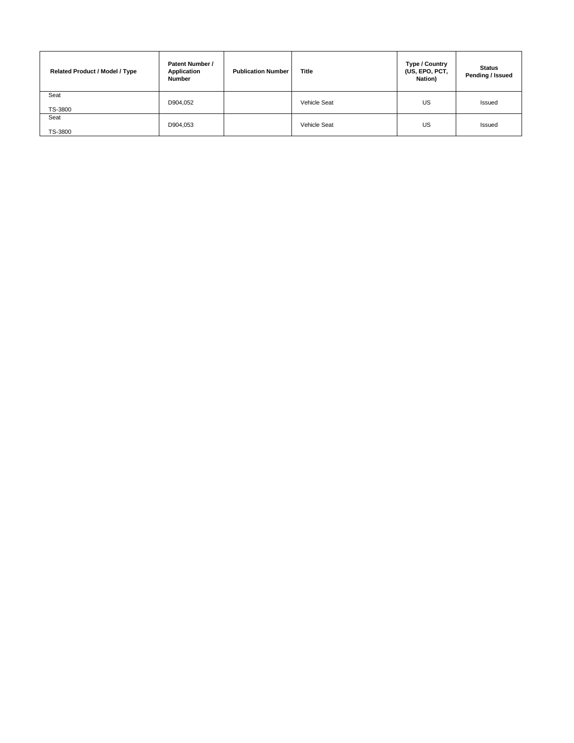| Related Product / Model / Type | Patent Number / Application Number | Publication Number | Title | Type / Country (US, EPO, PCT, Nation) | Status Pending / Issued |
| --- | --- | --- | --- | --- | --- |
| Seat TS-3800 | D904,052 | | Vehicle Seat | US | Issued |
| Seat TS-3800 | D904,053 | | Vehicle Seat | US | Issued |